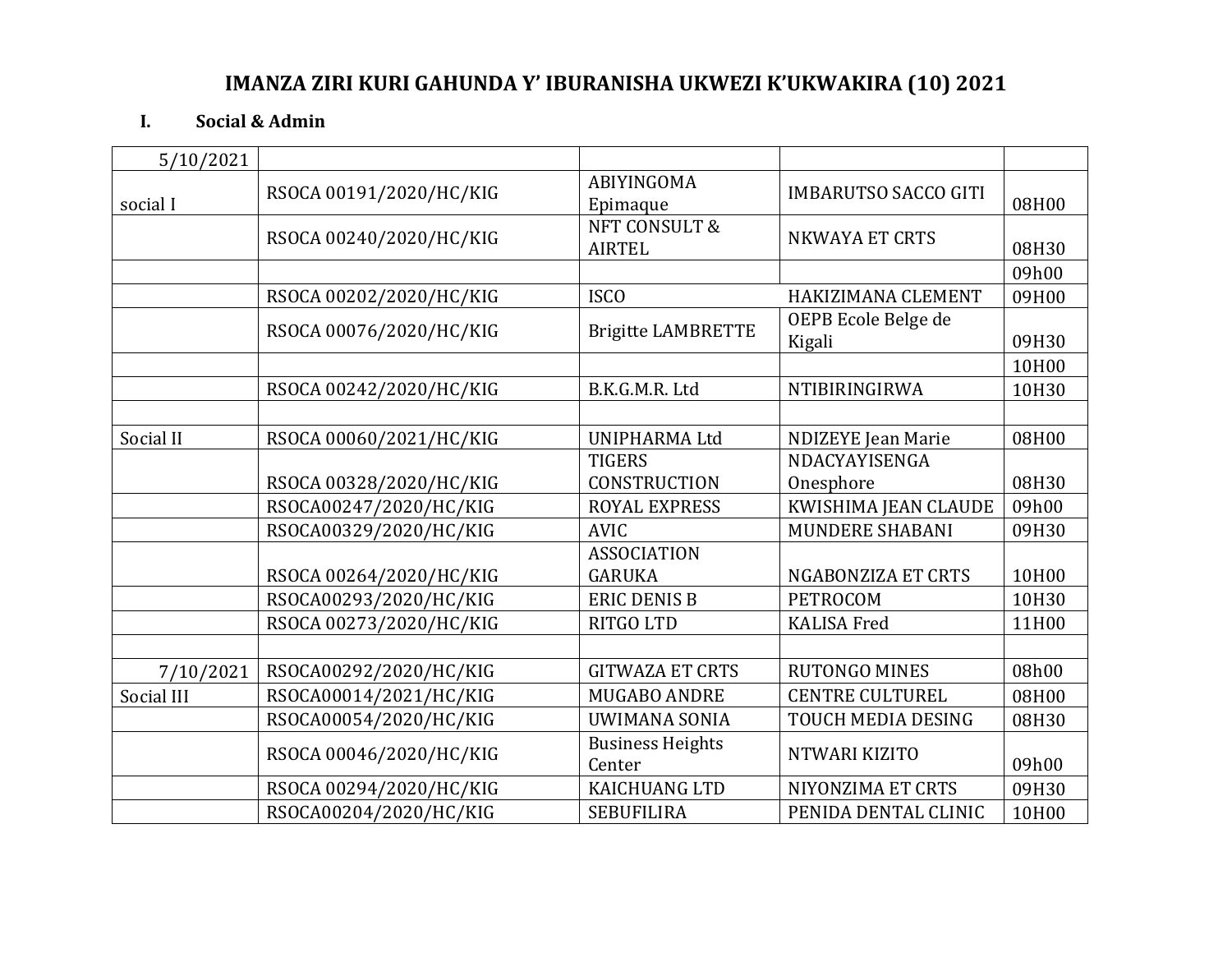# IMANZA ZIRI KURI GAHUNDA Y' IBURANISHA UKWEZI K'UKWAKIRA (10) 2021

## I. Social & Admin

| 5/10/2021 | | | | |
|---|---|---|---|---|
| social I | RSOCA 00191/2020/HC/KIG | ABIYINGOMA Epimaque | IMBARUTSO SACCO GITI | 08H00 |
| | RSOCA 00240/2020/HC/KIG | NFT CONSULT & AIRTEL | NKWAYA ET CRTS | 08H30 |
| | | | | 09h00 |
| | RSOCA 00202/2020/HC/KIG | ISCO | HAKIZIMANA CLEMENT | 09H00 |
| | RSOCA 00076/2020/HC/KIG | Brigitte LAMBRETTE | OEPB Ecole Belge de Kigali | 09H30 |
| | | | | 10H00 |
| | RSOCA 00242/2020/HC/KIG | B.K.G.M.R. Ltd | NTIBIRINGIRWA | 10H30 |
| | | | | |
| Social II | RSOCA 00060/2021/HC/KIG | UNIPHARMA Ltd | NDIZEYE Jean Marie | 08H00 |
| | RSOCA 00328/2020/HC/KIG | TIGERS CONSTRUCTION | NDACYAYISENGA Onesphore | 08H30 |
| | RSOCA00247/2020/HC/KIG | ROYAL EXPRESS | KWISHIMA JEAN CLAUDE | 09h00 |
| | RSOCA00329/2020/HC/KIG | AVIC | MUNDERE SHABANI | 09H30 |
| | RSOCA 00264/2020/HC/KIG | ASSOCIATION GARUKA | NGABONZIZA ET CRTS | 10H00 |
| | RSOCA00293/2020/HC/KIG | ERIC DENIS B | PETROCOM | 10H30 |
| | RSOCA 00273/2020/HC/KIG | RITGO LTD | KALISA Fred | 11H00 |
| | | | | |
| 7/10/2021 | RSOCA00292/2020/HC/KIG | GITWAZA ET CRTS | RUTONGO MINES | 08h00 |
| Social III | RSOCA00014/2021/HC/KIG | MUGABO ANDRE | CENTRE CULTUREL | 08H00 |
| | RSOCA00054/2020/HC/KIG | UWIMANA SONIA | TOUCH MEDIA DESING | 08H30 |
| | RSOCA 00046/2020/HC/KIG | Business Heights Center | NTWARI KIZITO | 09h00 |
| | RSOCA 00294/2020/HC/KIG | KAICHUANG LTD | NIYONZIMA ET CRTS | 09H30 |
| | RSOCA00204/2020/HC/KIG | SEBUFILIRA | PENIDA DENTAL CLINIC | 10H00 |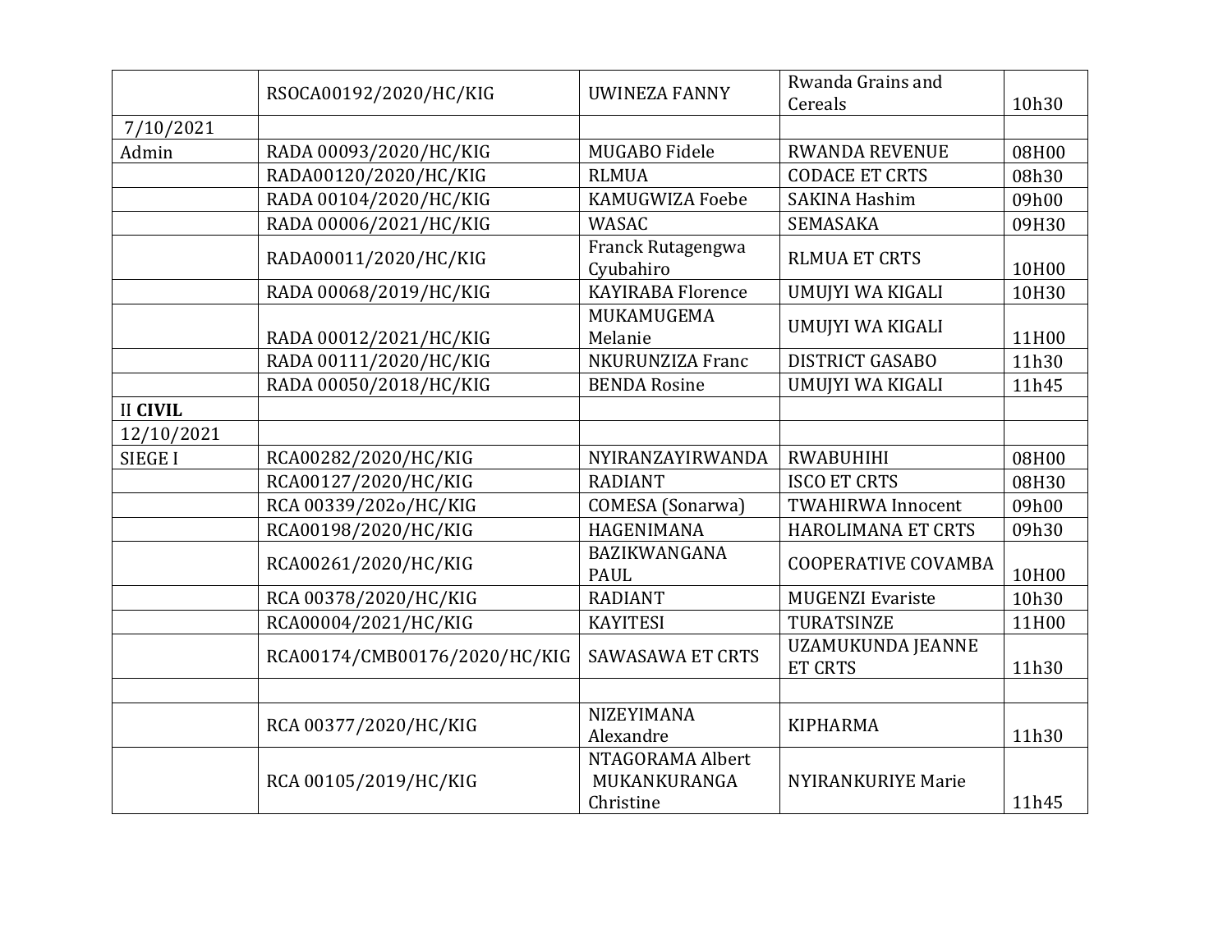| | | | | |
|---|---|---|---|---|
| | RSOCA00192/2020/HC/KIG | UWINEZA FANNY | Rwanda Grains and Cereals | 10h30 |
| 7/10/2021 | | | | |
| Admin | RADA 00093/2020/HC/KIG | MUGABO Fidele | RWANDA REVENUE | 08H00 |
| | RADA00120/2020/HC/KIG | RLMUA | CODACE ET CRTS | 08h30 |
| | RADA 00104/2020/HC/KIG | KAMUGWIZA Foebe | SAKINA Hashim | 09h00 |
| | RADA 00006/2021/HC/KIG | WASAC | SEMASAKA | 09H30 |
| | RADA00011/2020/HC/KIG | Franck Rutagengwa Cyubahiro | RLMUA ET CRTS | 10H00 |
| | RADA 00068/2019/HC/KIG | KAYIRABA Florence | UMUJYI WA KIGALI | 10H30 |
| | RADA 00012/2021/HC/KIG | MUKAMUGEMA Melanie | UMUJYI WA KIGALI | 11H00 |
| | RADA 00111/2020/HC/KIG | NKURUNZIZA Franc | DISTRICT GASABO | 11h30 |
| | RADA 00050/2018/HC/KIG | BENDA Rosine | UMUJYI WA KIGALI | 11h45 |
| II **CIVIL** | | | | |
| 12/10/2021 | | | | |
| SIEGE I | RCA00282/2020/HC/KIG | NYIRANZAYIRWANDA | RWABUHIHI | 08H00 |
| | RCA00127/2020/HC/KIG | RADIANT | ISCO ET CRTS | 08H30 |
| | RCA 00339/202o/HC/KIG | COMESA (Sonarwa) | TWAHIRWA Innocent | 09h00 |
| | RCA00198/2020/HC/KIG | HAGENIMANA | HAROLIMANA ET CRTS | 09h30 |
| | RCA00261/2020/HC/KIG | BAZIKWANGANA PAUL | COOPERATIVE COVAMBA | 10H00 |
| | RCA 00378/2020/HC/KIG | RADIANT | MUGENZI Evariste | 10h30 |
| | RCA00004/2021/HC/KIG | KAYITESI | TURATSINZE | 11H00 |
| | RCA00174/CMB00176/2020/HC/KIG | SAWASAWA ET CRTS | UZAMUKUNDA JEANNE ET CRTS | 11h30 |
| | | | | |
| | RCA 00377/2020/HC/KIG | NIZEYIMANA Alexandre | KIPHARMA | 11h30 |
| | RCA 00105/2019/HC/KIG | NTAGORAMA Albert MUKANKURANGA Christine | NYIRANKURIYE Marie | 11h45 |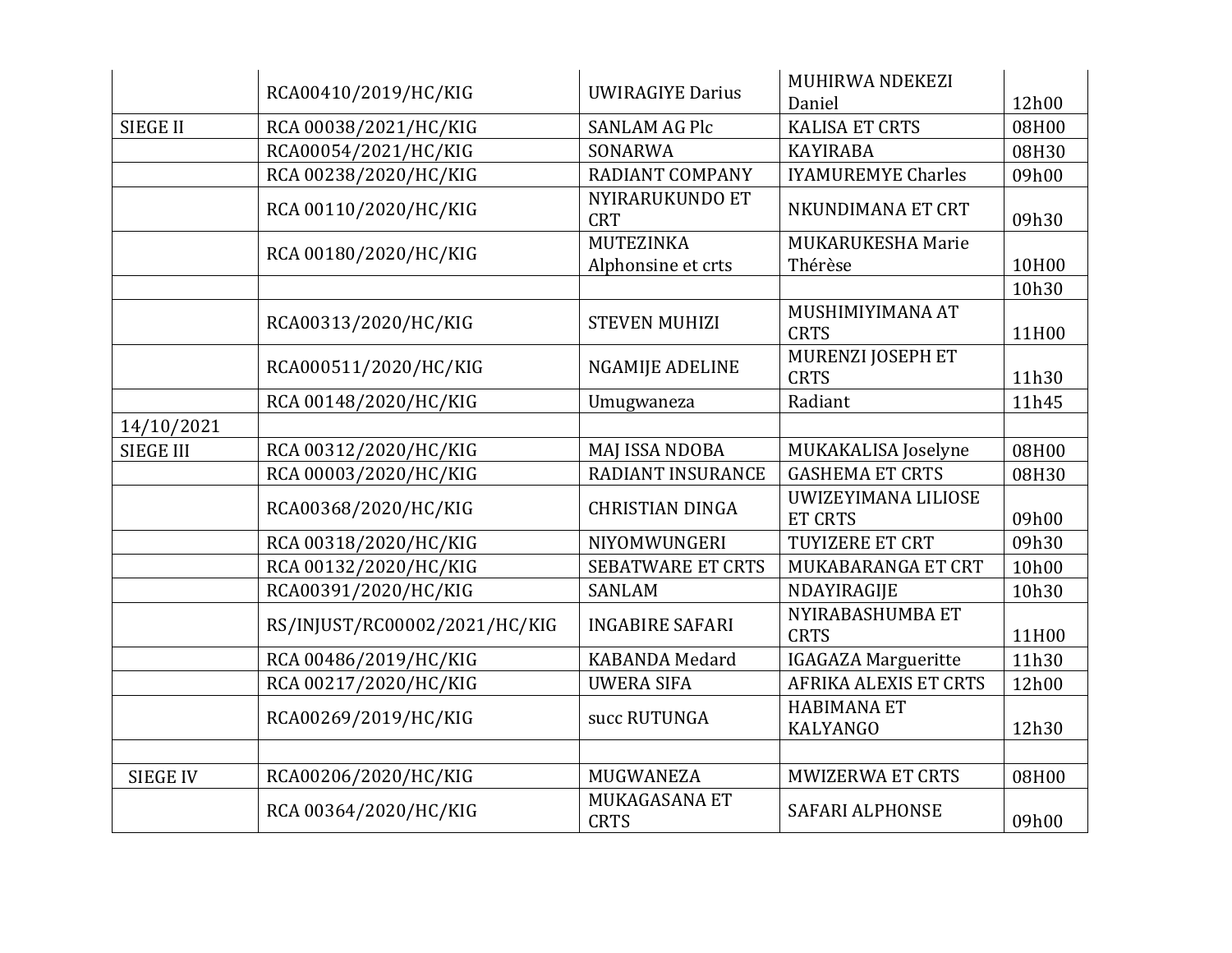| | | | | |
|---|---|---|---|---|
| | RCA00410/2019/HC/KIG | UWIRAGIYE Darius | MUHIRWA NDEKEZI Daniel | 12h00 |
| SIEGE II | RCA 00038/2021/HC/KIG | SANLAM AG Plc | KALISA ET CRTS | 08H00 |
| | RCA00054/2021/HC/KIG | SONARWA | KAYIRABA | 08H30 |
| | RCA 00238/2020/HC/KIG | RADIANT COMPANY | IYAMUREMYE Charles | 09h00 |
| | RCA 00110/2020/HC/KIG | NYIRARUKUNDO ET CRT | NKUNDIMANA ET CRT | 09h30 |
| | RCA 00180/2020/HC/KIG | MUTEZINKA Alphonsine et crts | MUKARUKESHA Marie Thérèse | 10H00 |
| | | | | 10h30 |
| | RCA00313/2020/HC/KIG | STEVEN MUHIZI | MUSHIMIYIMANA AT CRTS | 11H00 |
| | RCA000511/2020/HC/KIG | NGAMIJE ADELINE | MURENZI JOSEPH ET CRTS | 11h30 |
| | RCA 00148/2020/HC/KIG | Umugwaneza | Radiant | 11h45 |
| 14/10/2021 | | | | |
| SIEGE III | RCA 00312/2020/HC/KIG | MAJ ISSA NDOBA | MUKAKALISA Joselyne | 08H00 |
| | RCA 00003/2020/HC/KIG | RADIANT INSURANCE | GASHEMA ET CRTS | 08H30 |
| | RCA00368/2020/HC/KIG | CHRISTIAN DINGA | UWIZEYIMANA LILIOSE ET CRTS | 09h00 |
| | RCA 00318/2020/HC/KIG | NIYOMWUNGERI | TUYIZERE ET CRT | 09h30 |
| | RCA 00132/2020/HC/KIG | SEBATWARE ET CRTS | MUKABARANGA ET CRT | 10h00 |
| | RCA00391/2020/HC/KIG | SANLAM | NDAYIRAGIJE | 10h30 |
| | RS/INJUST/RC00002/2021/HC/KIG | INGABIRE SAFARI | NYIRABASHUMBA ET CRTS | 11H00 |
| | RCA 00486/2019/HC/KIG | KABANDA Medard | IGAGAZA Margueritte | 11h30 |
| | RCA 00217/2020/HC/KIG | UWERA SIFA | AFRIKA ALEXIS ET CRTS | 12h00 |
| | RCA00269/2019/HC/KIG | succ RUTUNGA | HABIMANA ET KALYANGO | 12h30 |
| | | | | |
| SIEGE IV | RCA00206/2020/HC/KIG | MUGWANEZA | MWIZERWA ET CRTS | 08H00 |
| | RCA 00364/2020/HC/KIG | MUKAGASANA ET CRTS | SAFARI ALPHONSE | 09h00 |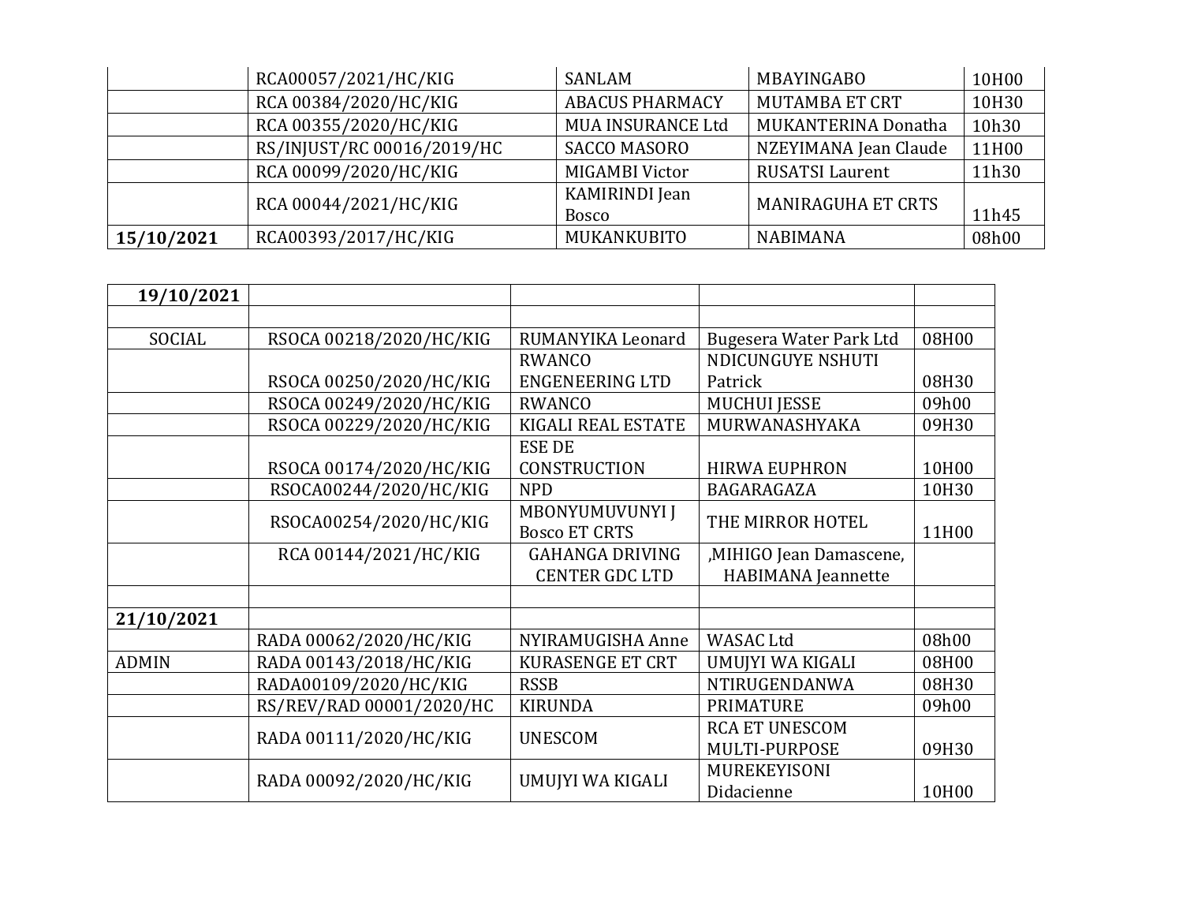|  | RCA00057/2021/HC/KIG | SANLAM | MBAYINGABO | 10H00 |
|---|---|---|---|---|
|  | RCA 00384/2020/HC/KIG | ABACUS PHARMACY | MUTAMBA ET CRT | 10H30 |
|  | RCA 00355/2020/HC/KIG | MUA INSURANCE Ltd | MUKANTERINA Donatha | 10h30 |
|  | RS/INJUST/RC 00016/2019/HC | SACCO MASORO | NZEYIMANA Jean Claude | 11H00 |
|  | RCA 00099/2020/HC/KIG | MIGAMBI Victor | RUSATSI Laurent | 11h30 |
|  | RCA 00044/2021/HC/KIG | KAMIRINDI Jean Bosco | MANIRAGUHA ET CRTS | 11h45 |
| **15/10/2021** | RCA00393/2017/HC/KIG | MUKANKUBITO | NABIMANA | 08h00 |

| **19/10/2021** |  |  |  |  |
|---|---|---|---|---|
|  |  |  |  |  |
| SOCIAL | RSOCA 00218/2020/HC/KIG | RUMANYIKA Leonard | Bugesera Water Park Ltd | 08H00 |
|  | RSOCA 00250/2020/HC/KIG | RWANCO ENGENEERING LTD | NDICUNGUYE NSHUTI Patrick | 08H30 |
|  | RSOCA 00249/2020/HC/KIG | RWANCO | MUCHUI JESSE | 09h00 |
|  | RSOCA 00229/2020/HC/KIG | KIGALI REAL ESTATE | MURWANASHYAKA | 09H30 |
|  | RSOCA 00174/2020/HC/KIG | ESE DE CONSTRUCTION | HIRWA EUPHRON | 10H00 |
|  | RSOCA00244/2020/HC/KIG | NPD | BAGARAGAZA | 10H30 |
|  | RSOCA00254/2020/HC/KIG | MBONYUMUVUNYI J Bosco ET CRTS | THE MIRROR HOTEL | 11H00 |
|  | RCA 00144/2021/HC/KIG | GAHANGA DRIVING CENTER GDC LTD | ,MIHIGO Jean Damascene, HABIMANA Jeannette |  |
|  |  |  |  |  |
| **21/10/2021** |  |  |  |  |
|  | RADA 00062/2020/HC/KIG | NYIRAMUGISHA Anne | WASAC Ltd | 08h00 |
| ADMIN | RADA 00143/2018/HC/KIG | KURASENGE ET CRT | UMUJYI WA KIGALI | 08H00 |
|  | RADA00109/2020/HC/KIG | RSSB | NTIRUGENDANWA | 08H30 |
|  | RS/REV/RAD 00001/2020/HC | KIRUNDA | PRIMATURE | 09h00 |
|  | RADA 00111/2020/HC/KIG | UNESCOM | RCA ET UNESCOM MULTI-PURPOSE | 09H30 |
|  | RADA 00092/2020/HC/KIG | UMUJYI WA KIGALI | MUREKEYISONI Didacienne | 10H00 |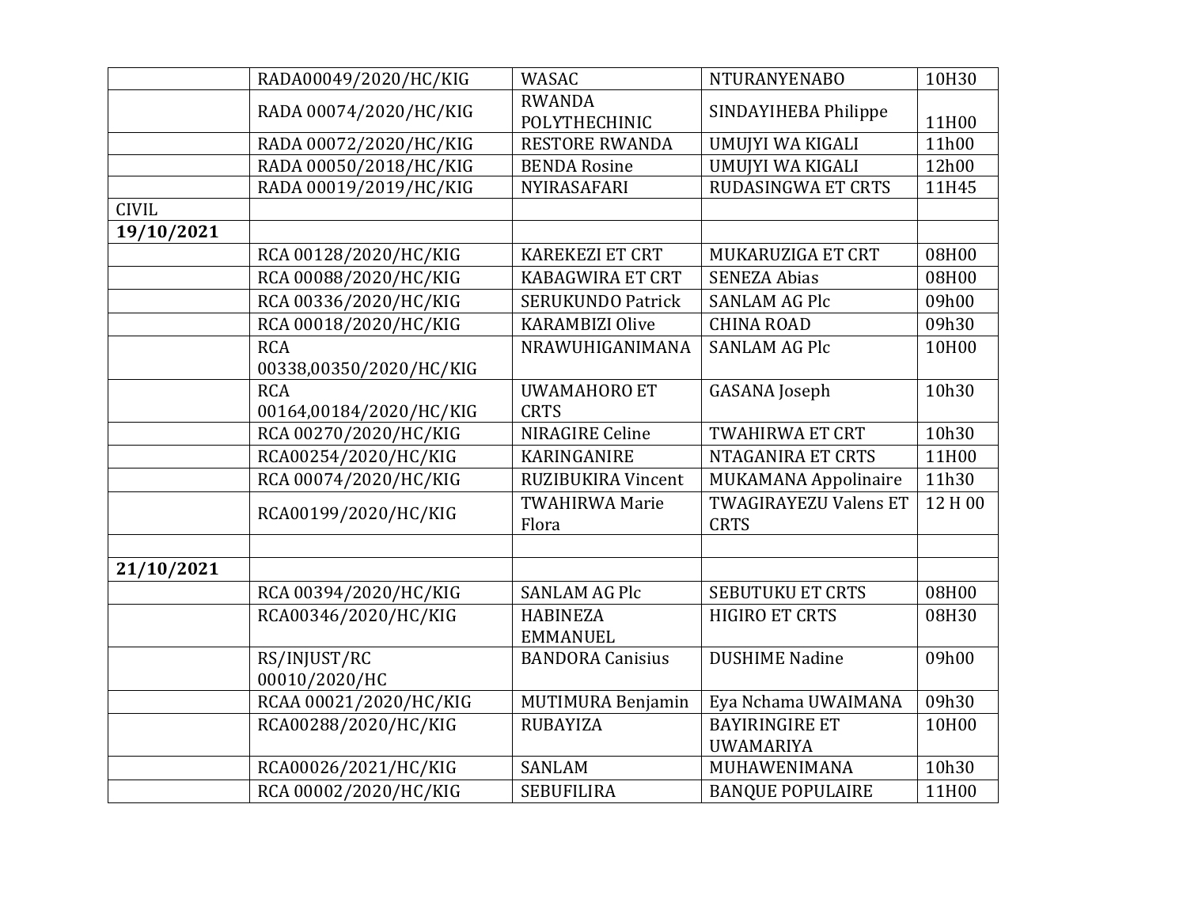| | | | | |
|---|---|---|---|---|
| | RADA00049/2020/HC/KIG | WASAC | NTURANYENABO | 10H30 |
| | RADA 00074/2020/HC/KIG | RWANDA POLYTHECHINIC | SINDAYIHEBA Philippe | 11H00 |
| | RADA 00072/2020/HC/KIG | RESTORE RWANDA | UMUJYI WA KIGALI | 11h00 |
| | RADA 00050/2018/HC/KIG | BENDA Rosine | UMUJYI WA KIGALI | 12h00 |
| | RADA 00019/2019/HC/KIG | NYIRASAFARI | RUDASINGWA ET CRTS | 11H45 |
| CIVIL | | | | |
| **19/10/2021** | | | | |
| | RCA 00128/2020/HC/KIG | KAREKEZI ET CRT | MUKARUZIGA ET CRT | 08H00 |
| | RCA 00088/2020/HC/KIG | KABAGWIRA ET CRT | SENEZA Abias | 08H00 |
| | RCA 00336/2020/HC/KIG | SERUKUNDO Patrick | SANLAM AG Plc | 09h00 |
| | RCA 00018/2020/HC/KIG | KARAMBIZI Olive | CHINA ROAD | 09h30 |
| | RCA 00338,00350/2020/HC/KIG | NRAWUHIGANIMANA | SANLAM AG Plc | 10H00 |
| | RCA 00164,00184/2020/HC/KIG | UWAMAHORO ET CRTS | GASANA Joseph | 10h30 |
| | RCA 00270/2020/HC/KIG | NIRAGIRE Celine | TWAHIRWA ET CRT | 10h30 |
| | RCA00254/2020/HC/KIG | KARINGANIRE | NTAGANIRA ET CRTS | 11H00 |
| | RCA 00074/2020/HC/KIG | RUZIBUKIRA Vincent | MUKAMANA Appolinaire | 11h30 |
| | RCA00199/2020/HC/KIG | TWAHIRWA Marie Flora | TWAGIRAYEZU Valens ET CRTS | 12 H 00 |
| | | | | |
| **21/10/2021** | | | | |
| | RCA 00394/2020/HC/KIG | SANLAM AG Plc | SEBUTUKU ET CRTS | 08H00 |
| | RCA00346/2020/HC/KIG | HABINEZA EMMANUEL | HIGIRO ET CRTS | 08H30 |
| | RS/INJUST/RC 00010/2020/HC | BANDORA Canisius | DUSHIME Nadine | 09h00 |
| | RCAA 00021/2020/HC/KIG | MUTIMURA Benjamin | Eya Nchama UWAIMANA | 09h30 |
| | RCA00288/2020/HC/KIG | RUBAYIZA | BAYIRINGIRE ET UWAMARIYA | 10H00 |
| | RCA00026/2021/HC/KIG | SANLAM | MUHAWENIMANA | 10h30 |
| | RCA 00002/2020/HC/KIG | SEBUFILIRA | BANQUE POPULAIRE | 11H00 |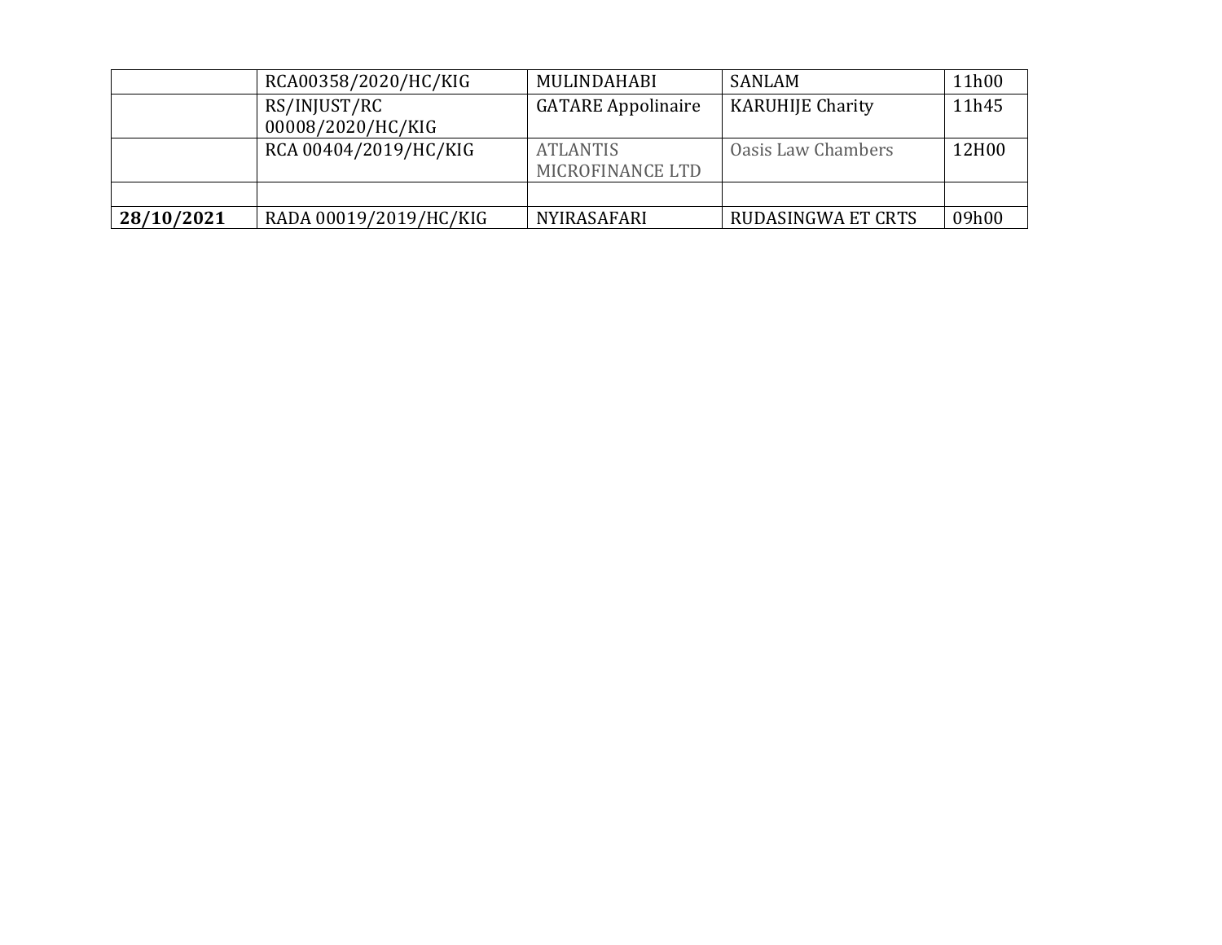| | | | | |
|---|---|---|---|---|
| | RCA00358/2020/HC/KIG | MULINDAHABI | SANLAM | 11h00 |
| | RS/INJUST/RC 00008/2020/HC/KIG | GATARE Appolinaire | KARUHIJE Charity | 11h45 |
| | RCA 00404/2019/HC/KIG | ATLANTIS MICROFINANCE LTD | Oasis Law Chambers | 12H00 |
| | | | | |
| **28/10/2021** | RADA 00019/2019/HC/KIG | NYIRASAFARI | RUDASINGWA ET CRTS | 09h00 |